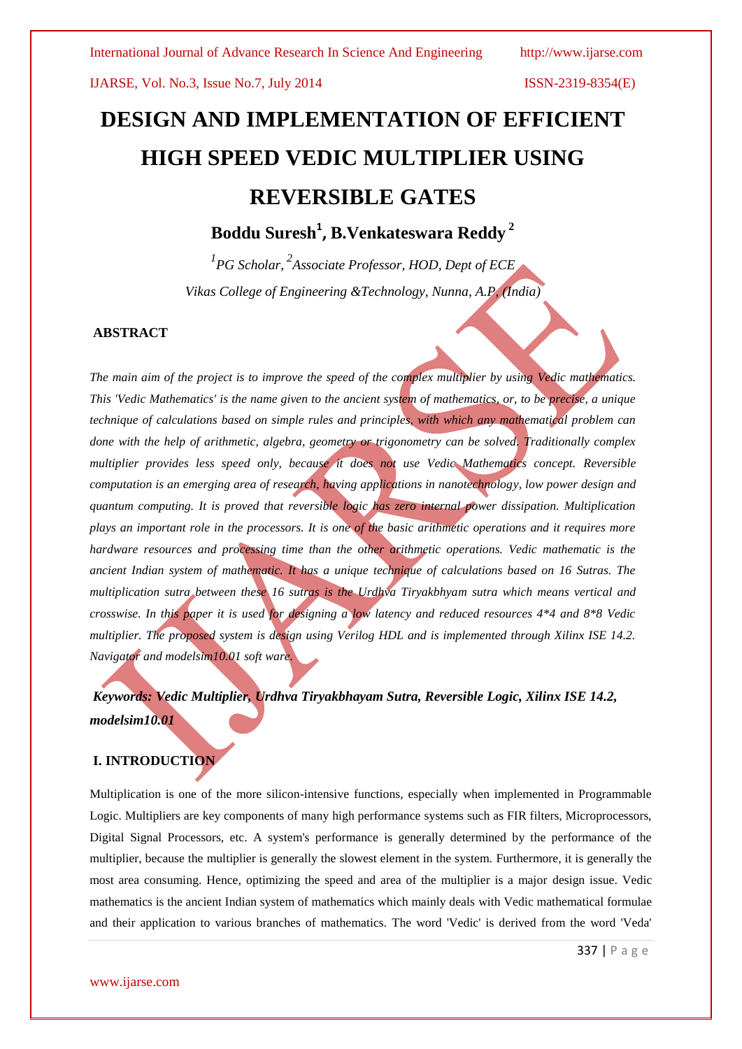# DESIGN AND IMPLEMENTATION OF EFFICIENT HIGH SPEED VEDIC MULTIPLIER USING REVERSIBLE GATES

**Boddu Suresh[1], B.Venkateswara Reddy[2]**

*[1]PG Scholar, [2]Associate Professor, HOD, Dept of ECE*

*Vikas College of Engineering &Technology, Nunna, A.P, (India)*

## ABSTRACT

*The main aim of the project is to improve the speed of the complex multiplier by using Vedic mathematics. This 'Vedic Mathematics' is the name given to the ancient system of mathematics, or, to be precise, a unique technique of calculations based on simple rules and principles, with which any mathematical problem can done with the help of arithmetic, algebra, geometry or trigonometry can be solved. Traditionally complex multiplier provides less speed only, because it does not use Vedic Mathematics concept. Reversible computation is an emerging area of research, having applications in nanotechnology, low power design and quantum computing. It is proved that reversible logic has zero internal power dissipation. Multiplication plays an important role in the processors. It is one of the basic arithmetic operations and it requires more hardware resources and processing time than the other arithmetic operations. Vedic mathematic is the ancient Indian system of mathematic. It has a unique technique of calculations based on 16 Sutras. The multiplication sutra between these 16 sutras is the Urdhva Tiryakbhyam sutra which means vertical and crosswise. In this paper it is used for designing a low latency and reduced resources 4*4 and 8*8 Vedic multiplier. The proposed system is design using Verilog HDL and is implemented through Xilinx ISE 14.2. Navigator and modelsim10.01 soft ware.*

***Keywords: Vedic Multiplier, Urdhva Tiryakbhayam Sutra, Reversible Logic, Xilinx ISE 14.2, modelsim10.01***

## I. INTRODUCTION

Multiplication is one of the more silicon-intensive functions, especially when implemented in Programmable Logic. Multipliers are key components of many high performance systems such as FIR filters, Microprocessors, Digital Signal Processors, etc. A system's performance is generally determined by the performance of the multiplier, because the multiplier is generally the slowest element in the system. Furthermore, it is generally the most area consuming. Hence, optimizing the speed and area of the multiplier is a major design issue. Vedic mathematics is the ancient Indian system of mathematics which mainly deals with Vedic mathematical formulae and their application to various branches of mathematics. The word 'Vedic' is derived from the word 'Veda'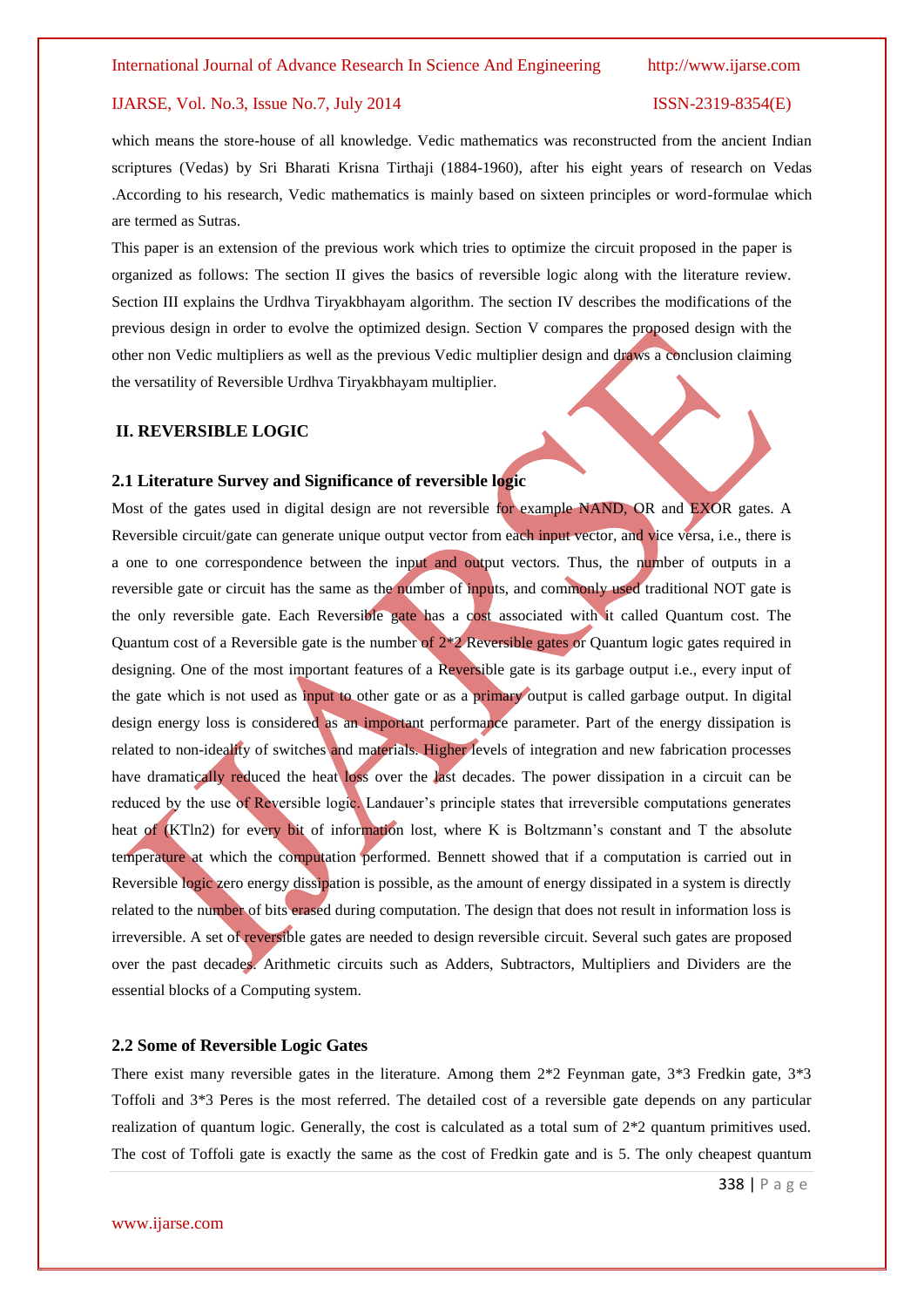which means the store-house of all knowledge. Vedic mathematics was reconstructed from the ancient Indian scriptures (Vedas) by Sri Bharati Krisna Tirthaji (1884-1960), after his eight years of research on Vedas .According to his research, Vedic mathematics is mainly based on sixteen principles or word-formulae which are termed as Sutras.

This paper is an extension of the previous work which tries to optimize the circuit proposed in the paper is organized as follows: The section II gives the basics of reversible logic along with the literature review. Section III explains the Urdhva Tiryakbhayam algorithm. The section IV describes the modifications of the previous design in order to evolve the optimized design. Section V compares the proposed design with the other non Vedic multipliers as well as the previous Vedic multiplier design and draws a conclusion claiming the versatility of Reversible Urdhva Tiryakbhayam multiplier.

## II. REVERSIBLE LOGIC

### 2.1 Literature Survey and Significance of reversible logic

Most of the gates used in digital design are not reversible for example NAND, OR and EXOR gates. A Reversible circuit/gate can generate unique output vector from each input vector, and vice versa, i.e., there is a one to one correspondence between the input and output vectors. Thus, the number of outputs in a reversible gate or circuit has the same as the number of inputs, and commonly used traditional NOT gate is the only reversible gate. Each Reversible gate has a cost associated with it called Quantum cost. The Quantum cost of a Reversible gate is the number of 2*2 Reversible gates or Quantum logic gates required in designing. One of the most important features of a Reversible gate is its garbage output i.e., every input of the gate which is not used as input to other gate or as a primary output is called garbage output. In digital design energy loss is considered as an important performance parameter. Part of the energy dissipation is related to non-ideality of switches and materials. Higher levels of integration and new fabrication processes have dramatically reduced the heat loss over the last decades. The power dissipation in a circuit can be reduced by the use of Reversible logic. Landauer's principle states that irreversible computations generates heat of (KTln2) for every bit of information lost, where K is Boltzmann's constant and T the absolute temperature at which the computation performed. Bennett showed that if a computation is carried out in Reversible logic zero energy dissipation is possible, as the amount of energy dissipated in a system is directly related to the number of bits erased during computation. The design that does not result in information loss is irreversible. A set of reversible gates are needed to design reversible circuit. Several such gates are proposed over the past decades. Arithmetic circuits such as Adders, Subtractors, Multipliers and Dividers are the essential blocks of a Computing system.

### 2.2 Some of Reversible Logic Gates

There exist many reversible gates in the literature. Among them 2*2 Feynman gate, 3*3 Fredkin gate, 3*3 Toffoli and 3*3 Peres is the most referred. The detailed cost of a reversible gate depends on any particular realization of quantum logic. Generally, the cost is calculated as a total sum of 2*2 quantum primitives used. The cost of Toffoli gate is exactly the same as the cost of Fredkin gate and is 5. The only cheapest quantum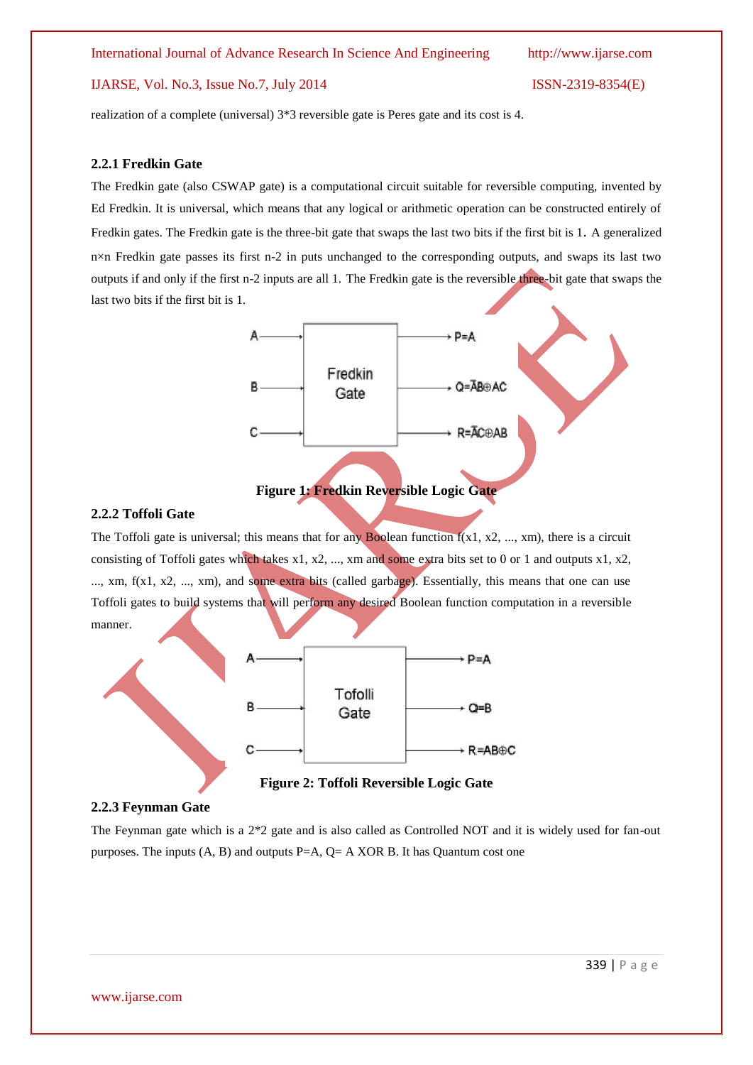realization of a complete (universal) 3*3 reversible gate is Peres gate and its cost is 4.

### 2.2.1 Fredkin Gate

The Fredkin gate (also CSWAP gate) is a computational circuit suitable for reversible computing, invented by Ed Fredkin. It is universal, which means that any logical or arithmetic operation can be constructed entirely of Fredkin gates. The Fredkin gate is the three-bit gate that swaps the last two bits if the first bit is 1. A generalized n×n Fredkin gate passes its first n-2 in puts unchanged to the corresponding outputs, and swaps its last two outputs if and only if the first n-2 inputs are all 1. The Fredkin gate is the reversible three-bit gate that swaps the last two bits if the first bit is 1.

A → P=A
B → $Q=\bar{A}B \oplus AC$
C → $R=\bar{A}C \oplus AB$

**Figure 1: Fredkin Reversible Logic Gate**

### 2.2.2 Toffoli Gate

The Toffoli gate is universal; this means that for any Boolean function f(x1, x2, ..., xm), there is a circuit consisting of Toffoli gates which takes x1, x2, ..., xm and some extra bits set to 0 or 1 and outputs x1, x2, ..., xm, f(x1, x2, ..., xm), and some extra bits (called garbage). Essentially, this means that one can use Toffoli gates to build systems that will perform any desired Boolean function computation in a reversible manner.

A → P=A
B → Q=B
C → $R=AB \oplus C$

**Figure 2: Toffoli Reversible Logic Gate**

### 2.2.3 Feynman Gate

The Feynman gate which is a 2*2 gate and is also called as Controlled NOT and it is widely used for fan-out purposes. The inputs (A, B) and outputs P=A, Q= A XOR B. It has Quantum cost one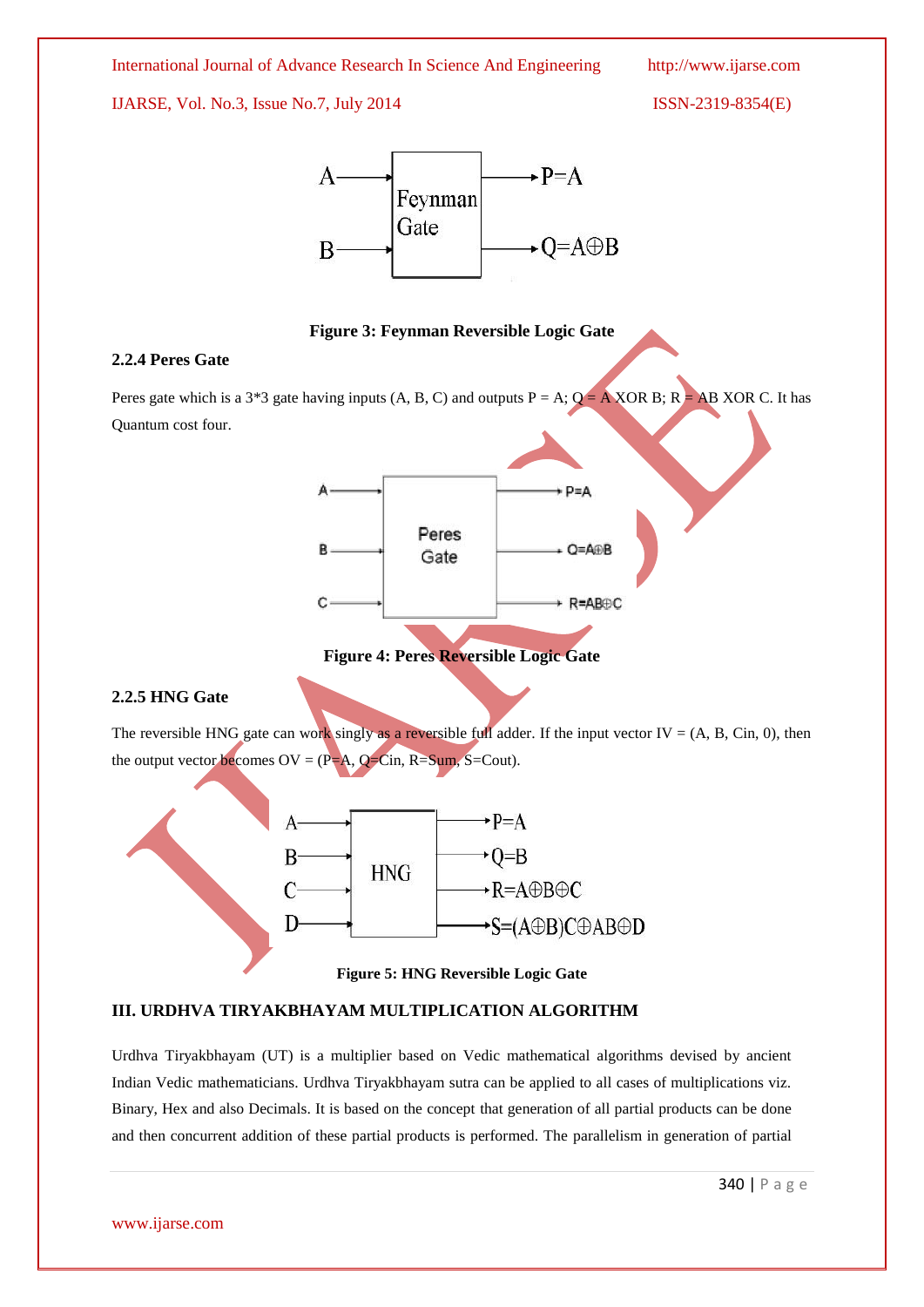Figure 3: Feynman Reversible Logic Gate

### 2.2.4 Peres Gate

Peres gate which is a 3*3 gate having inputs (A, B, C) and outputs P = A; Q = A XOR B; R = AB XOR C. It has Quantum cost four.

Figure 4: Peres Reversible Logic Gate

### 2.2.5 HNG Gate

The reversible HNG gate can work singly as a reversible full adder. If the input vector IV = (A, B, Cin, 0), then the output vector becomes OV = (P=A, Q=Cin, R=Sum, S=Cout).

Figure 5: HNG Reversible Logic Gate

## III. URDHVA TIRYAKBHAYAM MULTIPLICATION ALGORITHM

Urdhva Tiryakbhayam (UT) is a multiplier based on Vedic mathematical algorithms devised by ancient Indian Vedic mathematicians. Urdhva Tiryakbhayam sutra can be applied to all cases of multiplications viz. Binary, Hex and also Decimals. It is based on the concept that generation of all partial products can be done and then concurrent addition of these partial products is performed. The parallelism in generation of partial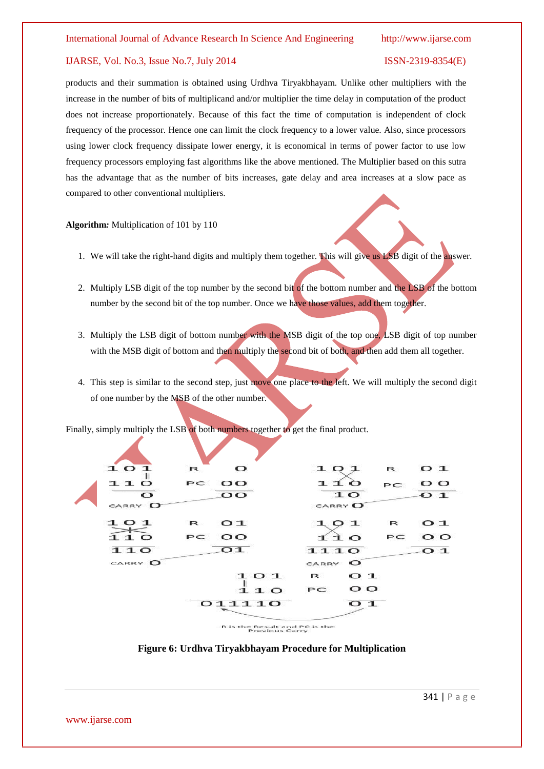products and their summation is obtained using Urdhva Tiryakbhayam. Unlike other multipliers with the increase in the number of bits of multiplicand and/or multiplier the time delay in computation of the product does not increase proportionately. Because of this fact the time of computation is independent of clock frequency of the processor. Hence one can limit the clock frequency to a lower value. Also, since processors using lower clock frequency dissipate lower energy, it is economical in terms of power factor to use low frequency processors employing fast algorithms like the above mentioned. The Multiplier based on this sutra has the advantage that as the number of bits increases, gate delay and area increases at a slow pace as compared to other conventional multipliers.

**Algorithm*:*** Multiplication of 101 by 110

1. We will take the right-hand digits and multiply them together. This will give us LSB digit of the answer.

2. Multiply LSB digit of the top number by the second bit of the bottom number and the LSB of the bottom number by the second bit of the top number. Once we have those values, add them together.

3. Multiply the LSB digit of bottom number with the MSB digit of the top one, LSB digit of top number with the MSB digit of bottom and then multiply the second bit of both, and then add them all together.

4. This step is similar to the second step, just move one place to the left. We will multiply the second digit of one number by the MSB of the other number.

Finally, simply multiply the LSB of both numbers together to get the final product.

**Figure 6: Urdhva Tiryakbhayam Procedure for Multiplication**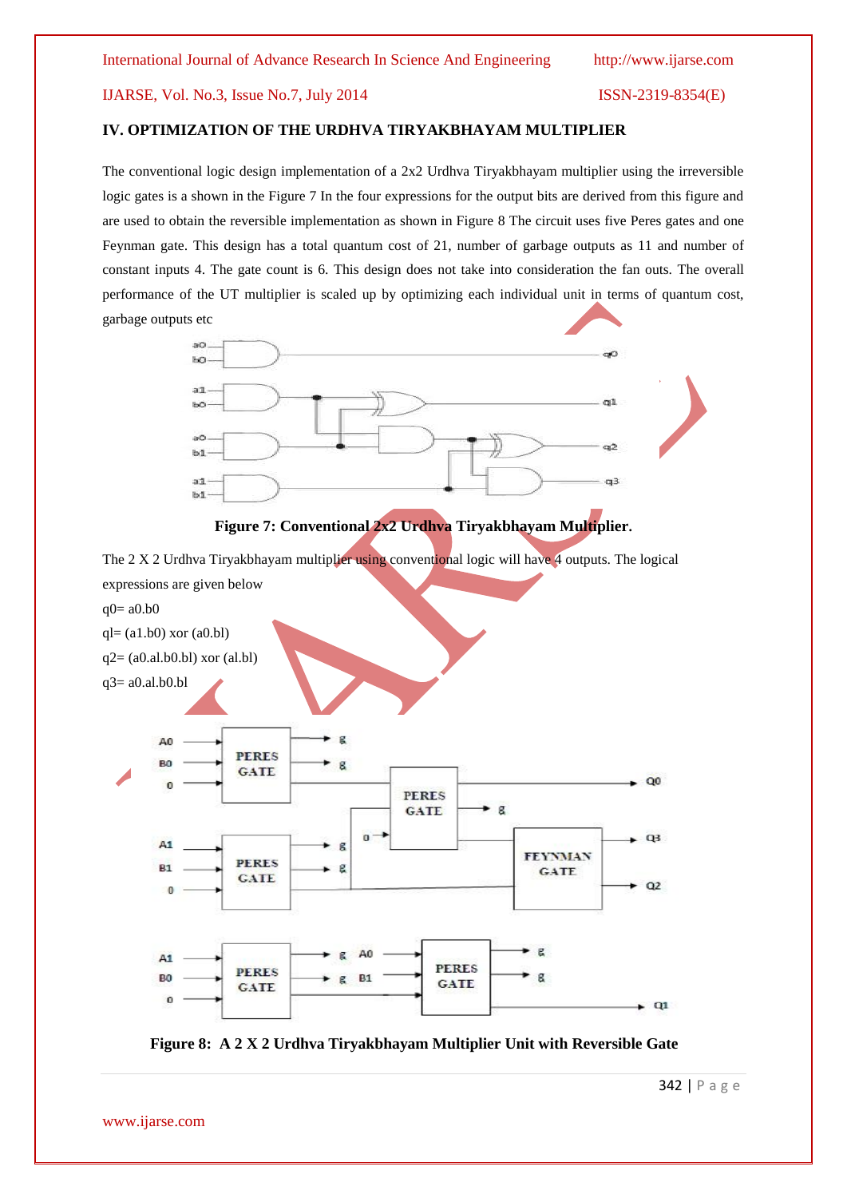## IV. OPTIMIZATION OF THE URDHVA TIRYAKBHAYAM MULTIPLIER

The conventional logic design implementation of a 2x2 Urdhva Tiryakbhayam multiplier using the irreversible logic gates is a shown in the Figure 7 In the four expressions for the output bits are derived from this figure and are used to obtain the reversible implementation as shown in Figure 8 The circuit uses five Peres gates and one Feynman gate. This design has a total quantum cost of 21, number of garbage outputs as 11 and number of constant inputs 4. The gate count is 6. This design does not take into consideration the fan outs. The overall performance of the UT multiplier is scaled up by optimizing each individual unit in terms of quantum cost, garbage outputs etc

**Figure 7: Conventional 2x2 Urdhva Tiryakbhayam Multiplier.**

The 2 X 2 Urdhva Tiryakbhayam multiplier using conventional logic will have 4 outputs. The logical expressions are given below

q0= a0.b0

ql= (a1.b0) xor (a0.bl)

q2= (a0.al.b0.bl) xor (al.bl)

q3= a0.al.b0.bl

**Figure 8: A 2 X 2 Urdhva Tiryakbhayam Multiplier Unit with Reversible Gate**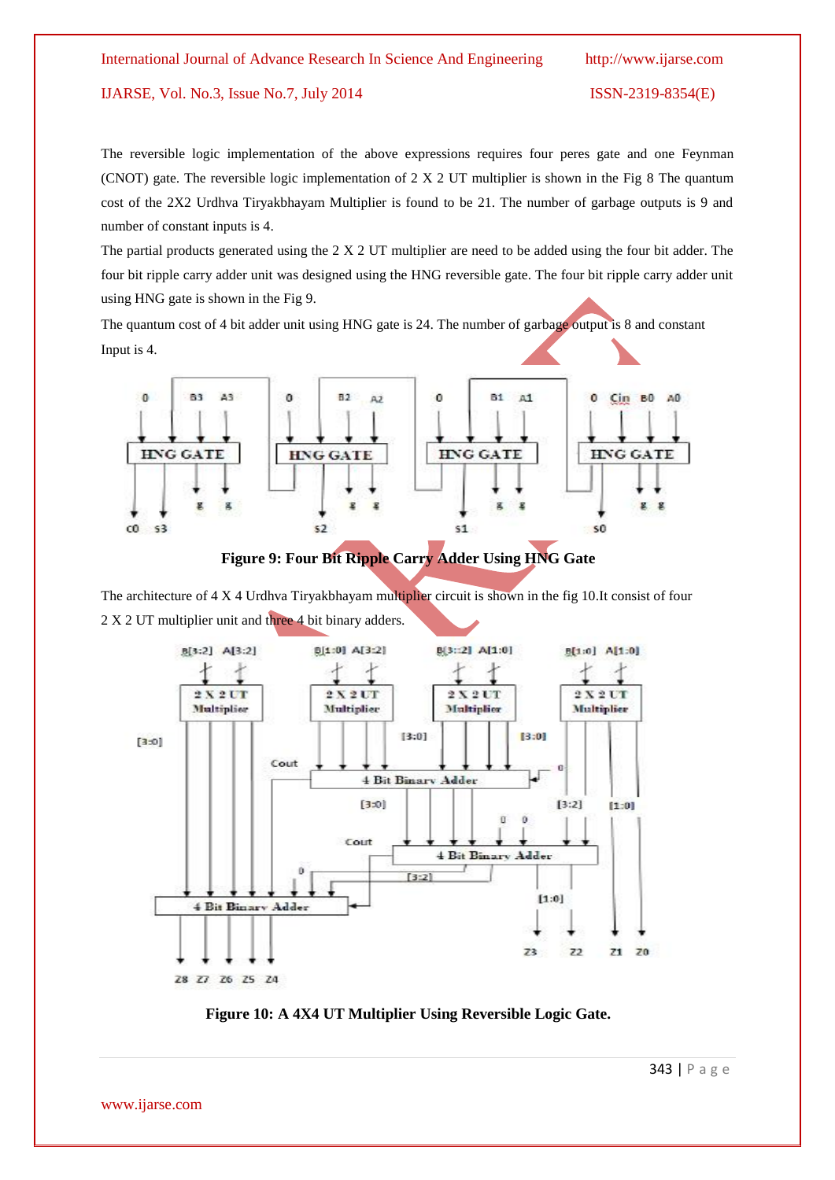The reversible logic implementation of the above expressions requires four peres gate and one Feynman (CNOT) gate. The reversible logic implementation of 2 X 2 UT multiplier is shown in the Fig 8 The quantum cost of the 2X2 Urdhva Tiryakbhayam Multiplier is found to be 21. The number of garbage outputs is 9 and number of constant inputs is 4.

The partial products generated using the 2 X 2 UT multiplier are need to be added using the four bit adder. The four bit ripple carry adder unit was designed using the HNG reversible gate. The four bit ripple carry adder unit using HNG gate is shown in the Fig 9.

The quantum cost of 4 bit adder unit using HNG gate is 24. The number of garbage output is 8 and constant Input is 4.

**Figure 9: Four Bit Ripple Carry Adder Using HNG Gate**

The architecture of 4 X 4 Urdhva Tiryakbhayam multiplier circuit is shown in the fig 10.It consist of four 2 X 2 UT multiplier unit and three 4 bit binary adders.

**Figure 10: A 4X4 UT Multiplier Using Reversible Logic Gate.**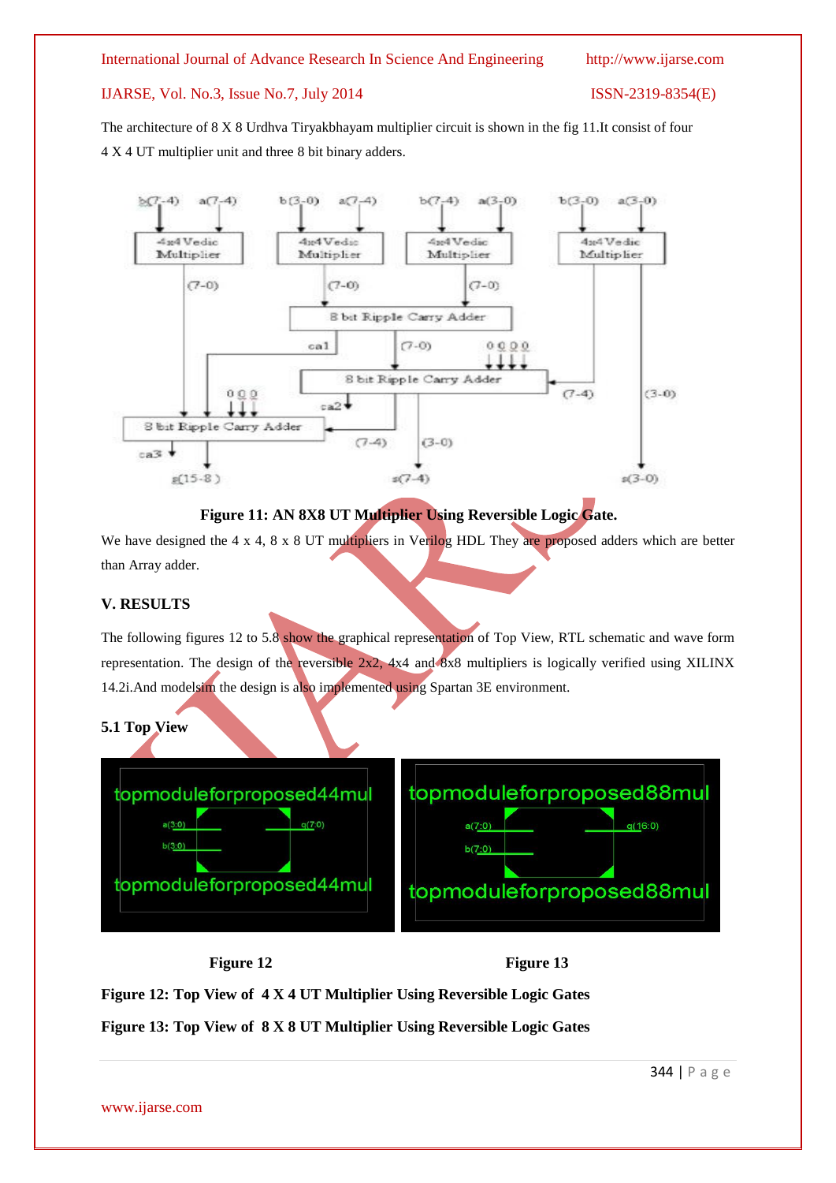The architecture of 8 X 8 Urdhva Tiryakbhayam multiplier circuit is shown in the fig 11.It consist of four 4 X 4 UT multiplier unit and three 8 bit binary adders.

**Figure 11: AN 8X8 UT Multiplier Using Reversible Logic Gate.**

We have designed the 4 x 4, 8 x 8 UT multipliers in Verilog HDL They are proposed adders which are better than Array adder.

## V. RESULTS

The following figures 12 to 5.8 show the graphical representation of Top View, RTL schematic and wave form representation. The design of the reversible 2x2, 4x4 and 8x8 multipliers is logically verified using XILINX 14.2i.And modelsim the design is also implemented using Spartan 3E environment.

### 5.1 Top View

**Figure 12** **Figure 13**

**Figure 12: Top View of 4 X 4 UT Multiplier Using Reversible Logic Gates**

**Figure 13: Top View of 8 X 8 UT Multiplier Using Reversible Logic Gates**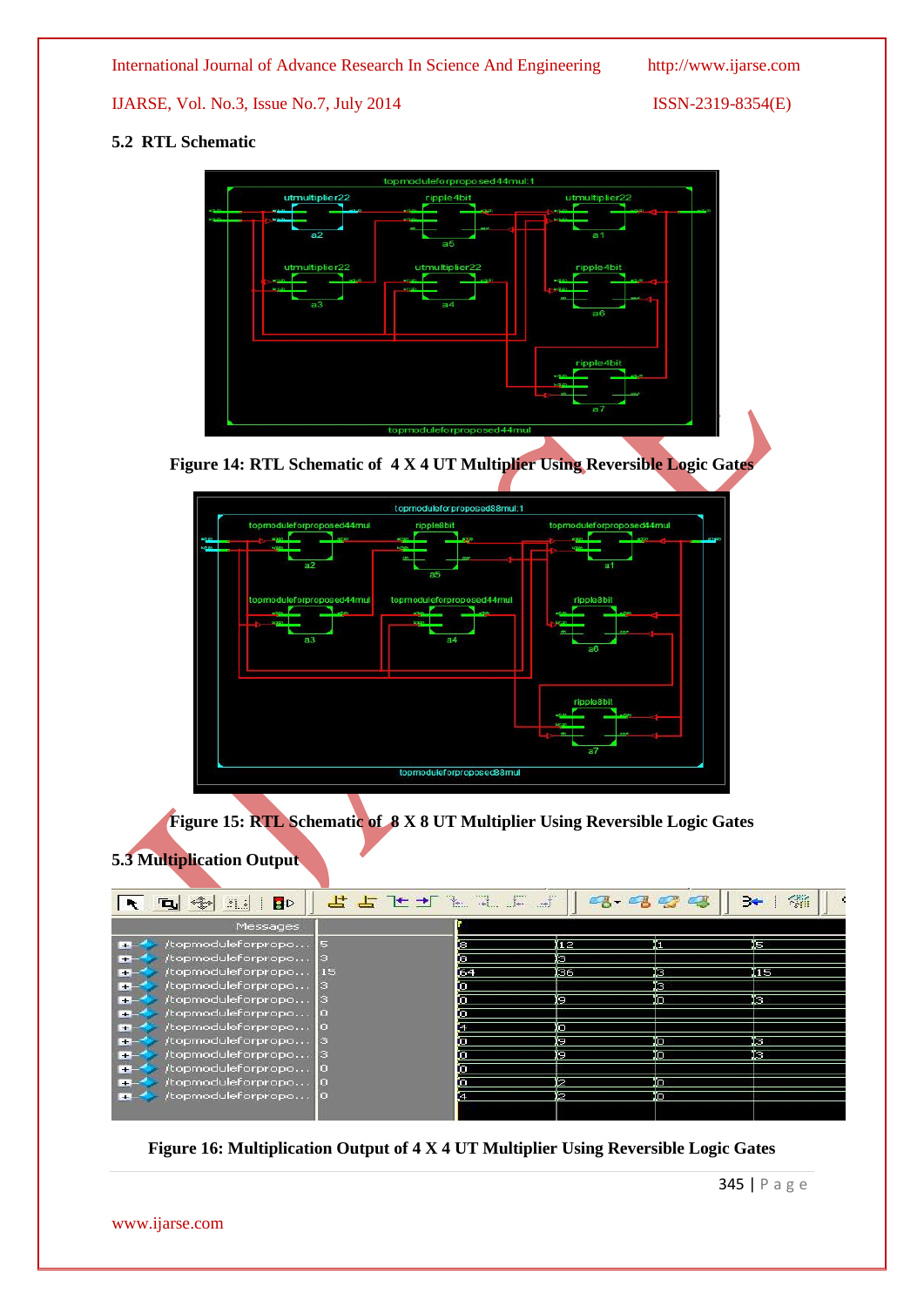## 5.2 RTL Schematic

Figure 14: RTL Schematic of 4 X 4 UT Multiplier Using Reversible Logic Gates

Figure 15: RTL Schematic of 8 X 8 UT Multiplier Using Reversible Logic Gates

## 5.3 Multiplication Output

Figure 16: Multiplication Output of 4 X 4 UT Multiplier Using Reversible Logic Gates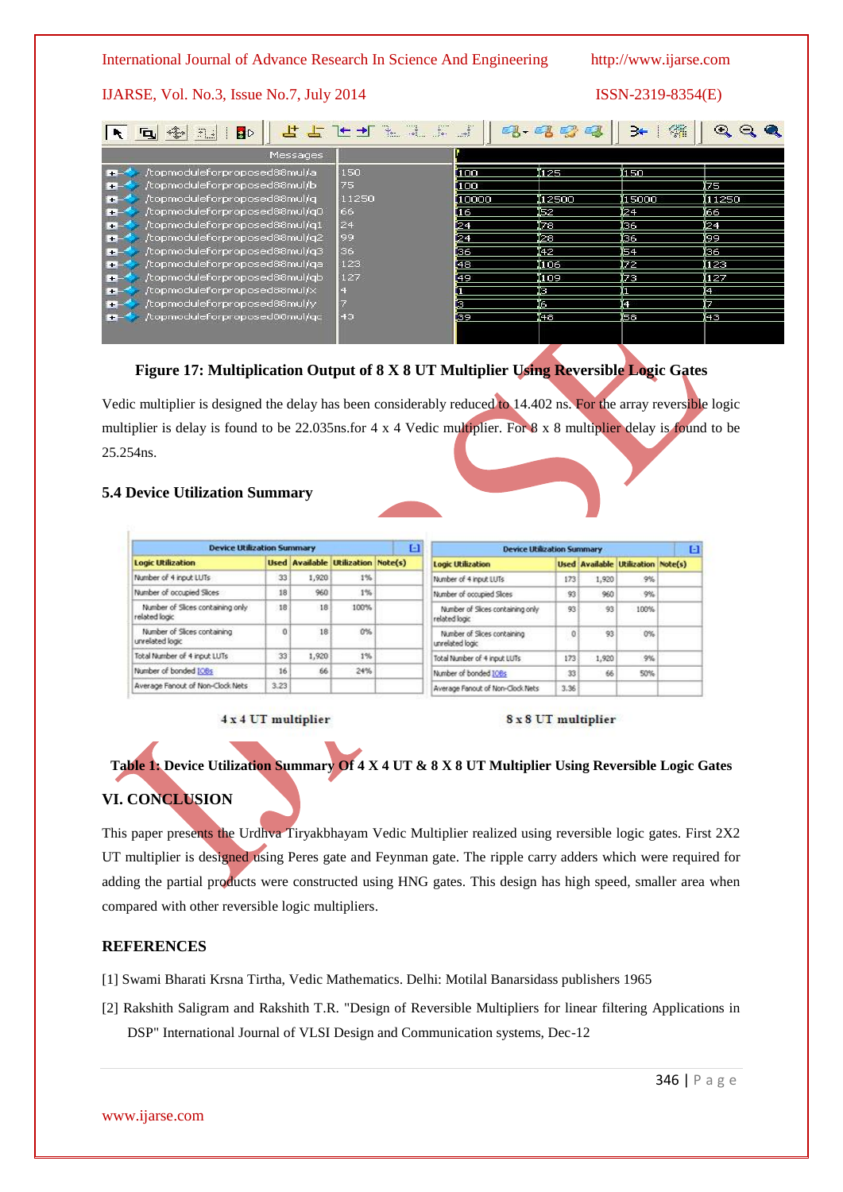Figure 17: Multiplication Output of 8 X 8 UT Multiplier Using Reversible Logic Gates

Vedic multiplier is designed the delay has been considerably reduced to 14.402 ns. For the array reversible logic multiplier is delay is found to be 22.035ns.for 4 x 4 Vedic multiplier. For 8 x 8 multiplier delay is found to be 25.254ns.

### 5.4 Device Utilization Summary

| Device Utilization Summary | | | | |
|---|---|---|---|---|
| Logic Utilization | Used | Available | Utilization | Note(s) |
| Number of 4 input LUTs | 33 | 1,920 | 1% | |
| Number of occupied Slices | 18 | 960 | 1% | |
| Number of Slices containing only related logic | 18 | 18 | 100% | |
| Number of Slices containing unrelated logic | 0 | 18 | 0% | |
| Total Number of 4 input LUTs | 33 | 1,920 | 1% | |
| Number of bonded IOBs | 16 | 66 | 24% | |
| Average Fanout of Non-Clock Nets | 3.23 | | | |

4 x 4 UT multiplier

| Device Utilization Summary | | | | |
|---|---|---|---|---|
| Logic Utilization | Used | Available | Utilization | Note(s) |
| Number of 4 input LUTs | 173 | 1,920 | 9% | |
| Number of occupied Slices | 93 | 960 | 9% | |
| Number of Slices containing only related logic | 93 | 93 | 100% | |
| Number of Slices containing unrelated logic | 0 | 93 | 0% | |
| Total Number of 4 input LUTs | 173 | 1,920 | 9% | |
| Number of bonded IOBs | 33 | 66 | 50% | |
| Average Fanout of Non-Clock Nets | 3.36 | | | |

8 x 8 UT multiplier

Table 1: Device Utilization Summary Of 4 X 4 UT & 8 X 8 UT Multiplier Using Reversible Logic Gates

## VI. CONCLUSION

This paper presents the Urdhva Tiryakbhayam Vedic Multiplier realized using reversible logic gates. First 2X2 UT multiplier is designed using Peres gate and Feynman gate. The ripple carry adders which were required for adding the partial products were constructed using HNG gates. This design has high speed, smaller area when compared with other reversible logic multipliers.

## REFERENCES

[1] Swami Bharati Krsna Tirtha, Vedic Mathematics. Delhi: Motilal Banarsidass publishers 1965

[2] Rakshith Saligram and Rakshith T.R. "Design of Reversible Multipliers for linear filtering Applications in DSP" International Journal of VLSI Design and Communication systems, Dec-12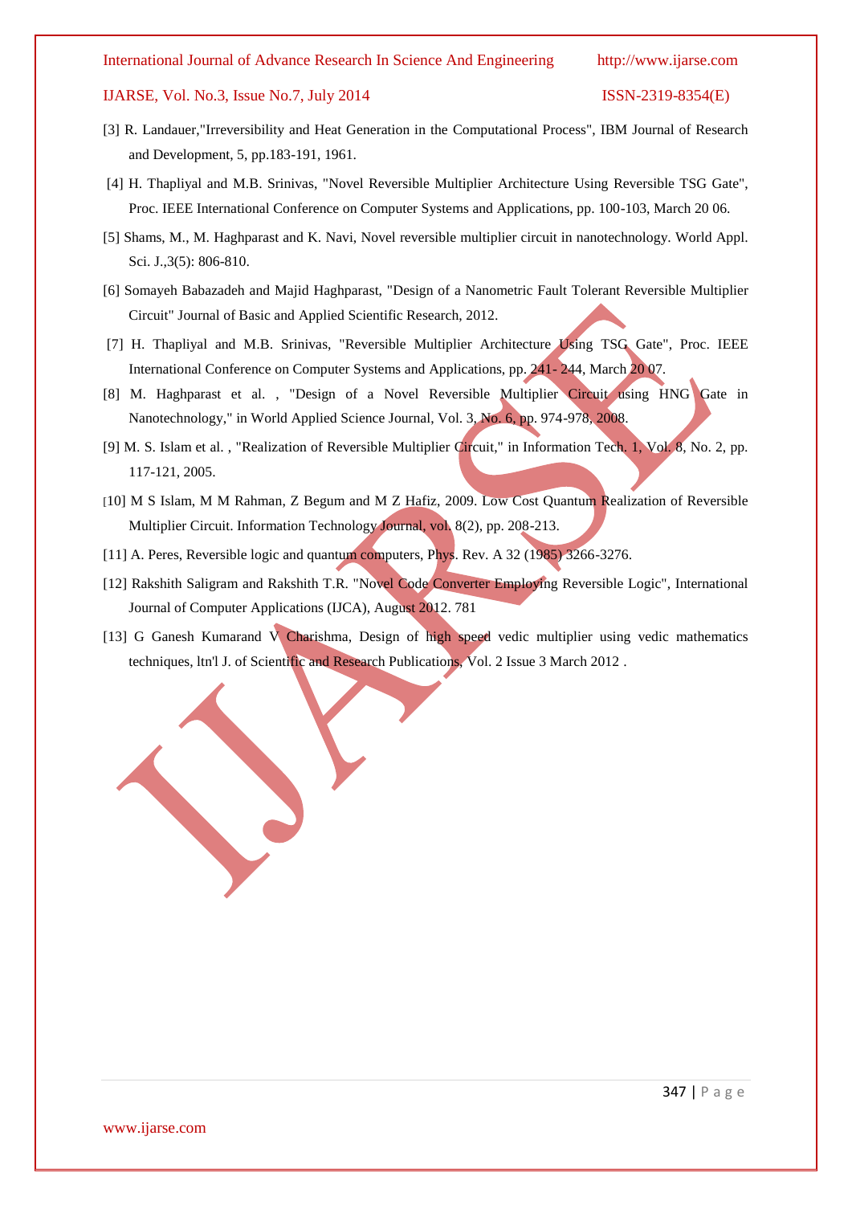[3] R. Landauer,"Irreversibility and Heat Generation in the Computational Process", IBM Journal of Research and Development, 5, pp.183-191, 1961.

[4] H. Thapliyal and M.B. Srinivas, "Novel Reversible Multiplier Architecture Using Reversible TSG Gate", Proc. IEEE International Conference on Computer Systems and Applications, pp. 100-103, March 20 06.

[5] Shams, M., M. Haghparast and K. Navi, Novel reversible multiplier circuit in nanotechnology. World Appl. Sci. J.,3(5): 806-810.

[6] Somayeh Babazadeh and Majid Haghparast, "Design of a Nanometric Fault Tolerant Reversible Multiplier Circuit" Journal of Basic and Applied Scientific Research, 2012.

[7] H. Thapliyal and M.B. Srinivas, "Reversible Multiplier Architecture Using TSG Gate", Proc. IEEE International Conference on Computer Systems and Applications, pp. 241- 244, March 20 07.

[8] M. Haghparast et al. , "Design of a Novel Reversible Multiplier Circuit using HNG Gate in Nanotechnology," in World Applied Science Journal, Vol. 3, No. 6, pp. 974-978, 2008.

[9] M. S. Islam et al. , "Realization of Reversible Multiplier Circuit," in Information Tech. 1, Vol. 8, No. 2, pp. 117-121, 2005.

[10] M S Islam, M M Rahman, Z Begum and M Z Hafiz, 2009. Low Cost Quantum Realization of Reversible Multiplier Circuit. Information Technology Journal, vol. 8(2), pp. 208-213.

[11] A. Peres, Reversible logic and quantum computers, Phys. Rev. A 32 (1985) 3266-3276.

[12] Rakshith Saligram and Rakshith T.R. "Novel Code Converter Employing Reversible Logic", International Journal of Computer Applications (IJCA), August 2012. 781

[13] G Ganesh Kumarand V Charishma, Design of high speed vedic multiplier using vedic mathematics techniques, ltn'l J. of Scientific and Research Publications, Vol. 2 Issue 3 March 2012 .